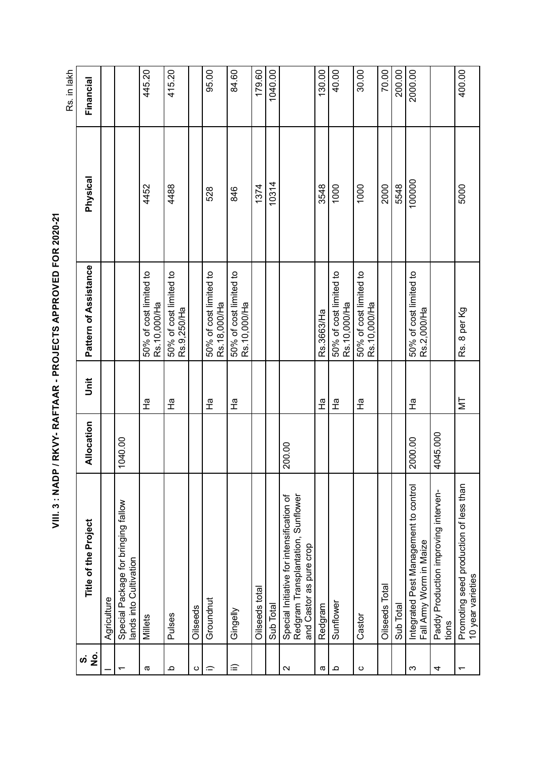# VIII. 3 : NADP / RKVY- RAFTAAR - PROJECTS APPROVED FOR 2020-21

Rs. in lakh

| S. No. | Title of the Project | Allocation | Unit | Pattern of Assistance | Physical | Financial |
|---|---|---|---|---|---|---|
| I | Agriculture | | | | | |
| 1 | Special Package for bringing fallow lands into Cultivation | 1040.00 | | | | |
| a | Millets | | Ha | 50% of cost limited to Rs.10,000/Ha | 4452 | 445.20 |
| b | Pulses | | Ha | 50% of cost limited to Rs.9,250/Ha | 4488 | 415.20 |
| c | Oilseeds | | | | | |
| i) | Groundnut | | Ha | 50% of cost limited to Rs.18,000/Ha | 528 | 95.00 |
| ii) | Gingelly | | Ha | 50% of cost limited to Rs.10,000/Ha | 846 | 84.60 |
| | Oilseeds total | | | | 1374 | 179.60 |
| | Sub Total | | | | 10314 | 1040.00 |
| 2 | Special Initiative for intensification of Redgram Transplantation, Sunflower and Castor as pure crop | 200.00 | | | | |
| a | Redgram | | Ha | Rs.3663/Ha | 3548 | 130.00 |
| b | Sunflower | | Ha | 50% of cost limited to Rs.10,000/Ha | 1000 | 40.00 |
| c | Castor | | Ha | 50% of cost limited to Rs.10,000/Ha | 1000 | 30.00 |
| | Oilseeds Total | | | | 2000 | 70.00 |
| | Sub Total | | | | 5548 | 200.00 |
| 3 | Integrated Pest Management to control Fall Army Worm in Maize | 2000.00 | Ha | 50% of cost limited to Rs.2,000/Ha | 100000 | 2000.00 |
| 4 | Paddy Production improving interventions | 4045.000 | | | | |
| 1 | Promoting seed production of less than 10 year varieties | | MT | Rs. 8 per Kg | 5000 | 400.00 |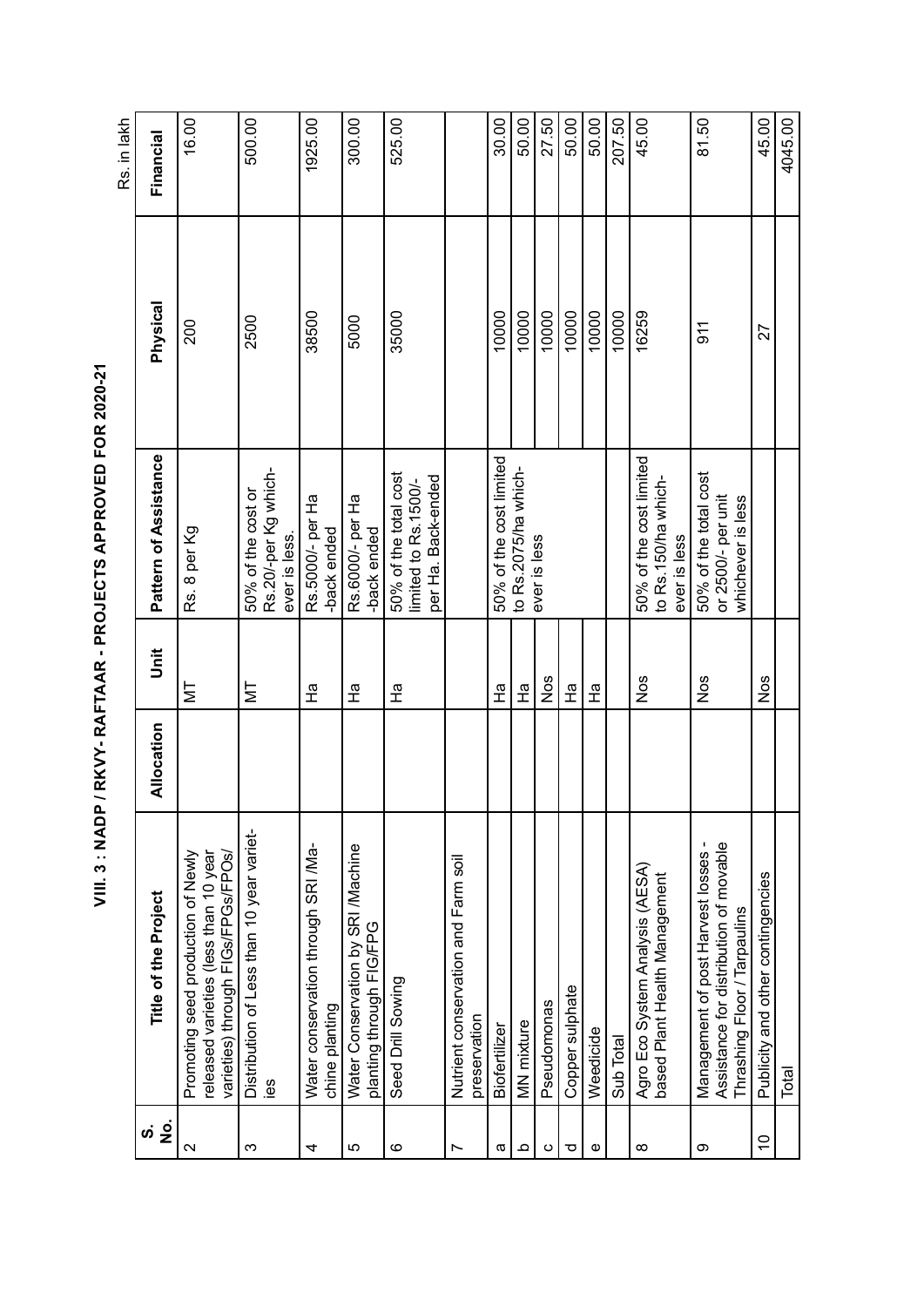# VIII. 3 : NADP / RKVY- RAFTAAR - PROJECTS APPROVED FOR 2020-21

Rs. in lakh

| S. No. | Title of the Project | Allocation | Unit | Pattern of Assistance | Physical | Financial |
|---|---|---|---|---|---|---|
| 2 | Promoting seed production of Newly released varieties (less than 10 year varieties) through FIGs/FPGs/FPOs/ | | MT | Rs. 8 per Kg | 200 | 16.00 |
| 3 | Distribution of Less than 10 year varieties | | MT | 50% of the cost or Rs.20/-per Kg whichever is less. | 2500 | 500.00 |
| 4 | Water conservation through SRI /Machine planting | | Ha | Rs.5000/- per Ha -back ended | 38500 | 1925.00 |
| 5 | Water Conservation by SRI /Machine planting through FIG/FPG | | Ha | Rs.6000/- per Ha -back ended | 5000 | 300.00 |
| 6 | Seed Drill Sowing | | Ha | 50% of the total cost limited to Rs.1500/- per Ha. Back-ended | 35000 | 525.00 |
| 7 | Nutrient conservation and Farm soil preservation | | | | | |
| a | Biofertilizer | | Ha | 50% of the cost limited to Rs.2075/ha whichever is less | 10000 | 30.00 |
| b | MN mixture | | Ha | | 10000 | 50.00 |
| c | Pseudomonas | | Nos | | 10000 | 27.50 |
| d | Copper sulphate | | Ha | | 10000 | 50.00 |
| e | Weedicide | | Ha | | 10000 | 50.00 |
| | Sub Total | | | | 10000 | 207.50 |
| 8 | Agro Eco System Analysis (AESA) based Plant Health Management | | Nos | 50% of the cost limited to Rs.150/ha whichever is less | 16259 | 45.00 |
| 9 | Management of post Harvest losses - Assistance for distribution of movable Thrashing Floor / Tarpaulins | | Nos | 50% of the total cost or 2500/- per unit whichever is less | 911 | 81.50 |
| 10 | Publicity and other contingencies | | Nos | | 27 | 45.00 |
| | Total | | | | | 4045.00 |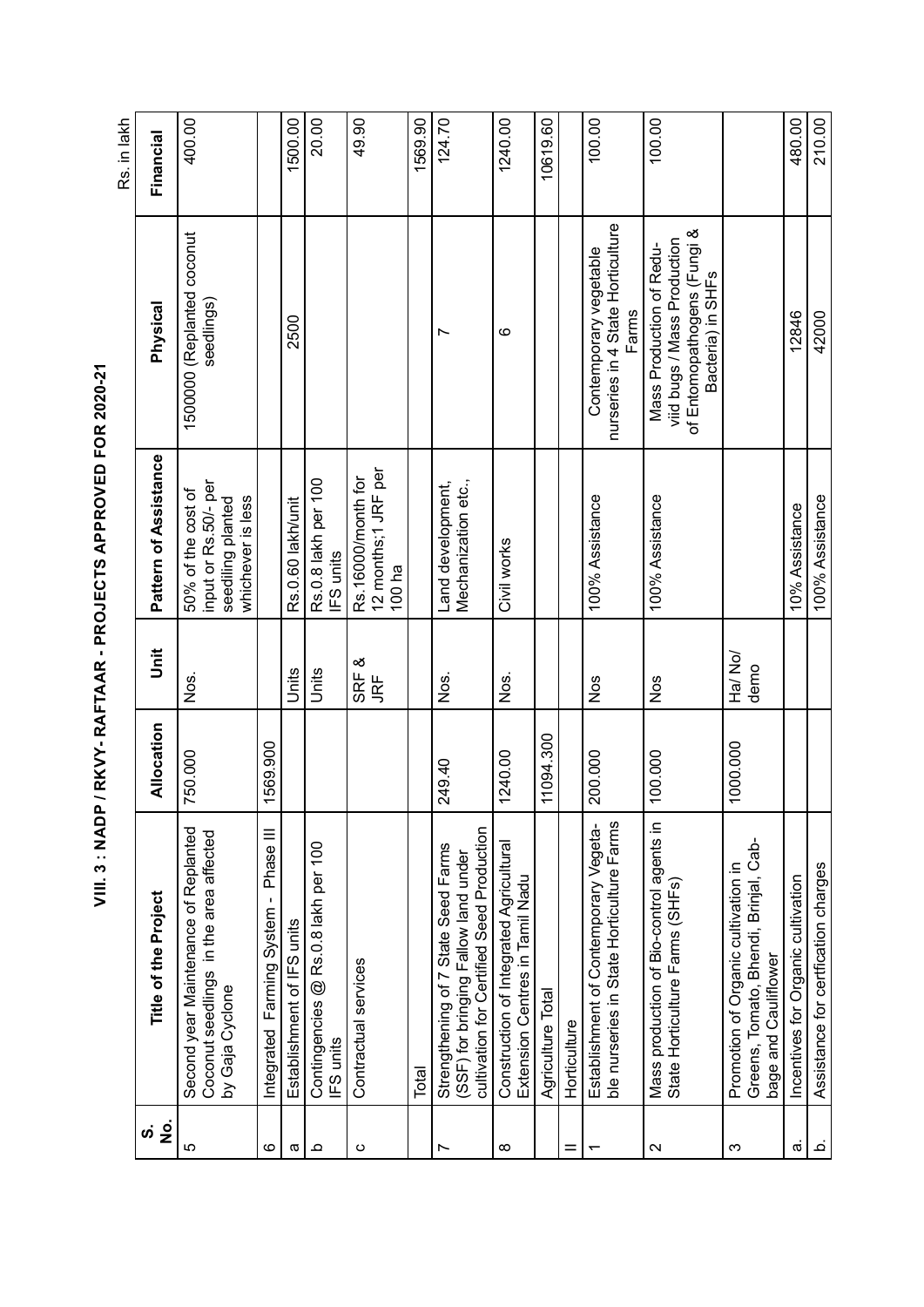# VIII. 3 : NADP / RKVY- RAFTAAR - PROJECTS APPROVED FOR 2020-21

Rs. in lakh

| S. No. | Title of the Project | Allocation | Unit | Pattern of Assistance | Physical | Financial |
|---|---|---|---|---|---|---|
| 5 | Second year Maintenance of Replanted Coconut seedlings in the area affected by Gaja Cyclone | 750.000 | Nos. | 50% of the cost of input or Rs.50/- per seediling planted whichever is less | 1500000 (Replanted coconut seedlings) | 400.00 |
| 6 | Integrated Farming System - Phase III | 1569.900 | | | | |
| a | Establishment of IFS units | | Units | Rs.0.60 lakh/unit | 2500 | 1500.00 |
| b | Contingencies @ Rs.0.8 lakh per 100 IFS units | | Units | Rs.0.8 lakh per 100 IFS units | | 20.00 |
| c | Contractual services | | SRF & JRF | Rs.16000/month for 12 months;1 JRF per 100 ha | | 49.90 |
| | Total | | | | | 1569.90 |
| 7 | Strengthening of 7 State Seed Farms (SSF) for bringing Fallow land under cultivation for Certified Seed Production | 249.40 | Nos. | Land development, Mechanization etc., | 7 | 124.70 |
| 8 | Construction of Integrated Agricultural Extension Centres in Tamil Nadu | 1240.00 | Nos. | Civil works | 6 | 1240.00 |
| | Agriculture Total | 11094.300 | | | | 10619.60 |
| II | Horticulture | | | | | |
| 1 | Establishment of Contemporary Vegetable nurseries in State Horticulture Farms | 200.000 | Nos | 100% Assistance | Contemporary vegetable nurseries in 4 State Horticulture Farms | 100.00 |
| 2 | Mass production of Bio-control agents in State Horticulture Farms (SHFs) | 100.000 | Nos | 100% Assistance | Mass Production of Reduviid bugs / Mass Production of Entomopathogens (Fungi & Bacteria) in SHFs | 100.00 |
| 3 | Promotion of Organic cultivation in Greens, Tomato, Bhendi, Brinjal, Cabbage and Cauliflower | 1000.000 | Ha/ No/ demo | | | |
| a. | Incentives for Organic cultivation | | | 10% Assistance | 12846 | 480.00 |
| b. | Assistance for certfication charges | | | 100% Assistance | 42000 | 210.00 |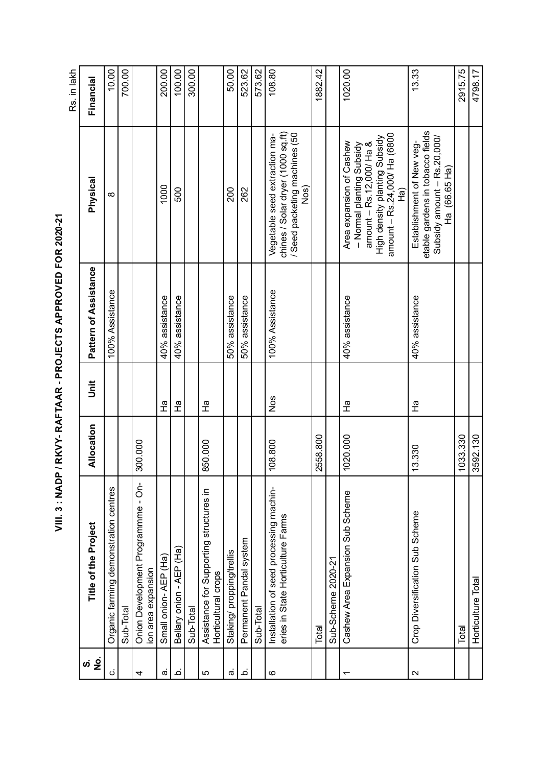# VIII. 3 : NADP / RKVY- RAFTAAR - PROJECTS APPROVED FOR 2020-21

Rs. in lakh

| S. No. | Title of the Project | Allocation | Unit | Pattern of Assistance | Physical | Financial |
|---|---|---|---|---|---|---|
| c. | Organic farming demonstration centres | | | 100% Assistance | 8 | 10.00 |
| | Sub-Total | | | | | 700.00 |
| 4 | Onion Development Programmme - Onion area expansion | 300.000 | | | | |
| a. | Small onion- AEP (Ha) | | Ha | 40% assistance | 1000 | 200.00 |
| b. | Bellary onion - AEP (Ha) | | Ha | 40% assistance | 500 | 100.00 |
| | Sub-Total | | | | | 300.00 |
| 5 | Assistance for Supporting structures in Horticultural crops | 850.000 | Ha | | | |
| a. | Staking/ propping/trellis | | | 50% assistance | 200 | 50.00 |
| b. | Permanent Pandal system | | | 50% assistance | 262 | 523.62 |
| | Sub-Total | | | | | 573.62 |
| 6 | Installation of seed processing machineries in State Horticulture Farms | 108.800 | Nos | 100% Assistance | Vegetable seed extraction machines / Solar dryer (1000 sq.ft) / Seed packeting machines (50 Nos) | 108.80 |
| | Total | 2558.800 | | | | 1882.42 |
| | Sub-Scheme 2020-21 | | | | | |
| 1 | Cashew Area Expansion Sub Scheme | 1020.000 | Ha | 40% assistance | Area expansion of Cashew – Normal planting Subsidy amount – Rs.12,000/ Ha & High density planting Subsidy amount – Rs.24,000/ Ha (6800 Ha) | 1020.00 |
| 2 | Crop Diversification Sub Scheme | 13.330 | Ha | 40% assistance | Establishment of New vegetable gardens in tobacco fields Subsidy amount – Rs.20,000/ Ha (66.65 Ha) | 13.33 |
| | Total | 1033.330 | | | | 2915.75 |
| | Horticulture Total | 3592.130 | | | | 4798.17 |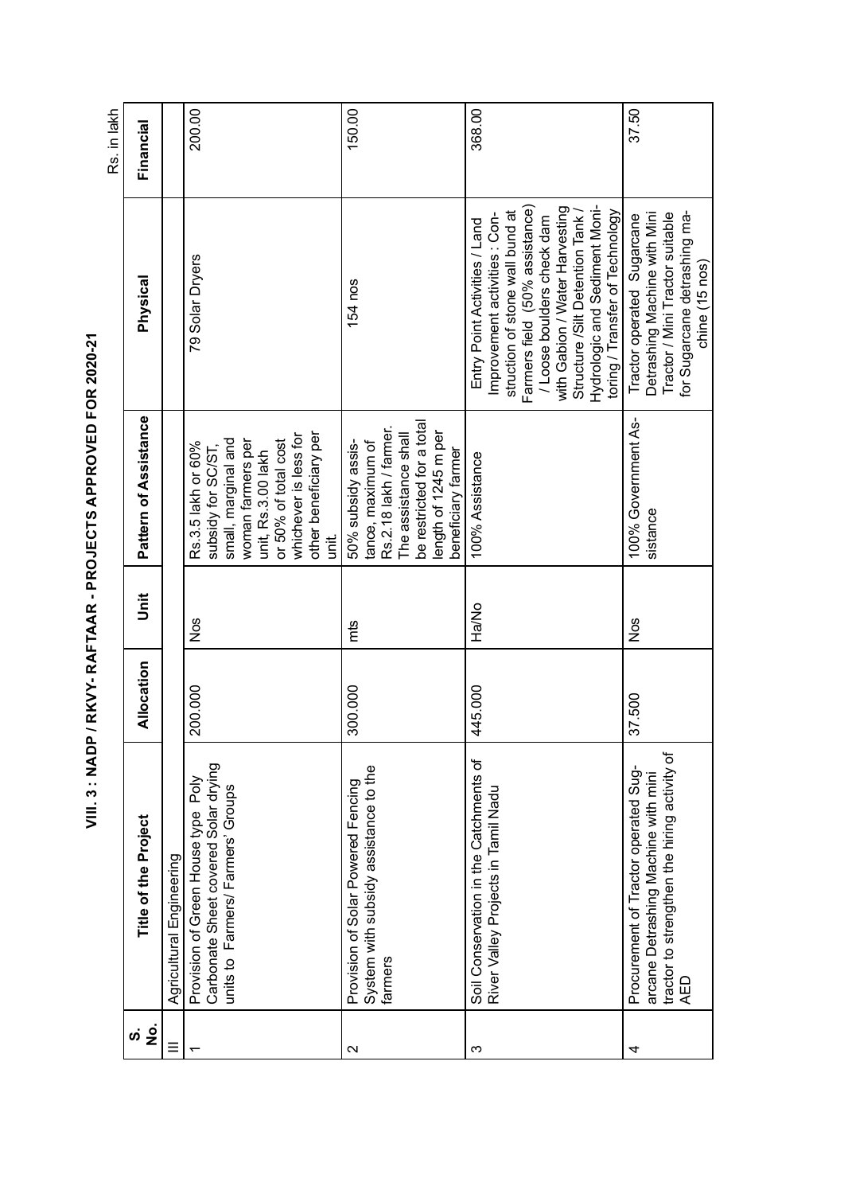# VIII. 3 : NADP / RKVY- RAFTAAR - PROJECTS APPROVED FOR 2020-21

Rs. in lakh

| S. No. | Title of the Project | Allocation | Unit | Pattern of Assistance | Physical | Financial |
|---|---|---|---|---|---|---|
| II | Agricultural Engineering | | | | | |
| 1 | Provision of Green House type Poly Carbonate Sheet covered Solar drying units to Farmers/ Farmers' Groups | 200.000 | Nos | Rs.3.5 lakh or 60% subsidy for SC/ST, small, marginal and woman farmers per unit, Rs.3.00 lakh or 50% of total cost whichever is less for other beneficiary per unit. | 79 Solar Dryers | 200.00 |
| 2 | Provision of Solar Powered Fencing System with subsidy assistance to the farmers | 300.000 | mts | 50% subsidy assistance, maximum of Rs.2.18 lakh / farmer. The assistance shall be restricted for a total length of 1245 m per beneficiary farmer | 154 nos | 150.00 |
| 3 | Soil Conservation in the Catchments of River Valley Projects in Tamil Nadu | 445.000 | Ha/No | 100% Assistance | Entry Point Activities / Land Improvement activities : Construction of stone wall bund at Farmers field (50% assistance) / Loose boulders check dam with Gabion / Water Harvesting Structure /Silt Detention Tank / Hydrologic and Sediment Monitoring / Transfer of Technology | 368.00 |
| 4 | Procurement of Tractor operated Sugarcane Detrashing Machine with mini tractor to strengthen the hiring activity of AED | 37.500 | Nos | 100% Government Assistance | Tractor operated Sugarcane Detrashing Machine with Mini Tractor / Mini Tractor suitable for Sugarcane detrashing machine (15 nos) | 37.50 |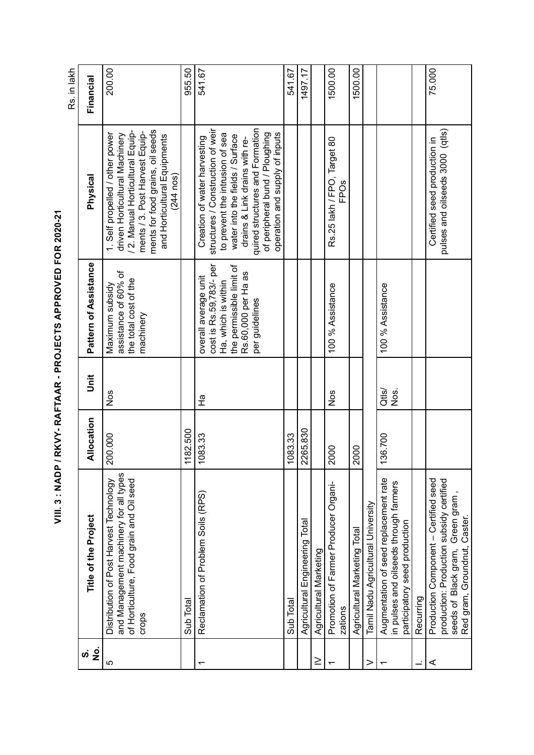# VIII. 3 : NADP / RKVY- RAFTAAR - PROJECTS APPROVED FOR 2020-21

Rs. in lakh

| S. No. | Title of the Project | Allocation | Unit | Pattern of Assistance | Physical | Financial |
|---|---|---|---|---|---|---|
| 5 | Distribution of Post Harvest Technology and Management machinery for all types of Horticulture, Food grain and Oil seed crops | 200.000 | Nos | Maximum subsidy assistance of 60% of the total cost of the machinery | 1. Self propelled / other power driven Horticultural Machinery / 2. Manual Horticultural Equipments / 3. Post Harvest Equipments for food grains, oil seeds and Horticultural Equipments (244 nos) | 200.00 |
| | Sub Total | 1182.500 | | | | 955.50 |
| 1 | Reclamation of Problem Soils (RPS) | 1083.33 | Ha | overall average unit cost is Rs.59,783/- per Ha, which is within the permissible limit of Rs.60,000 per Ha as per guidelines | Creation of water harvesting structures / Construction of weir to prevent the intrusion of sea water into the fields / Surface drains & Link drains with required structures and Formation of peripheral bund / Ploughing operation and supply of inputs | 541.67 |
| | Sub Total | 1083.33 | | | | 541.67 |
| | Agricultural Engineering Total | 2265.830 | | | | 1497.17 |
| IV | Agricultural Marketing | | | | | |
| 1 | Promotion of Farmer Producer Organizations | 2000 | Nos | 100 % Assistance | Rs.25 lakh / FPO, Target 80 FPOs | 1500.00 |
| | Agricultural Marketing Total | 2000 | | | | 1500.00 |
| V | Tamil Nadu Agricultural University | | | | | |
| 1 | Augmentation of seed replacement rate in pulses and oilseeds through farmers participatory seed production | 136.700 | Qtls/ Nos. | 100 % Assistance | | |
| I. | Recurring | | | | | |
| A | Production Component – Certified seed production: Production subsidy certified seeds of Black gram, Green gram, Red gram, Groundnut, Caster. | | | | Certified seed production in pulses and oilseeds 3000 (qtls) | 75.000 |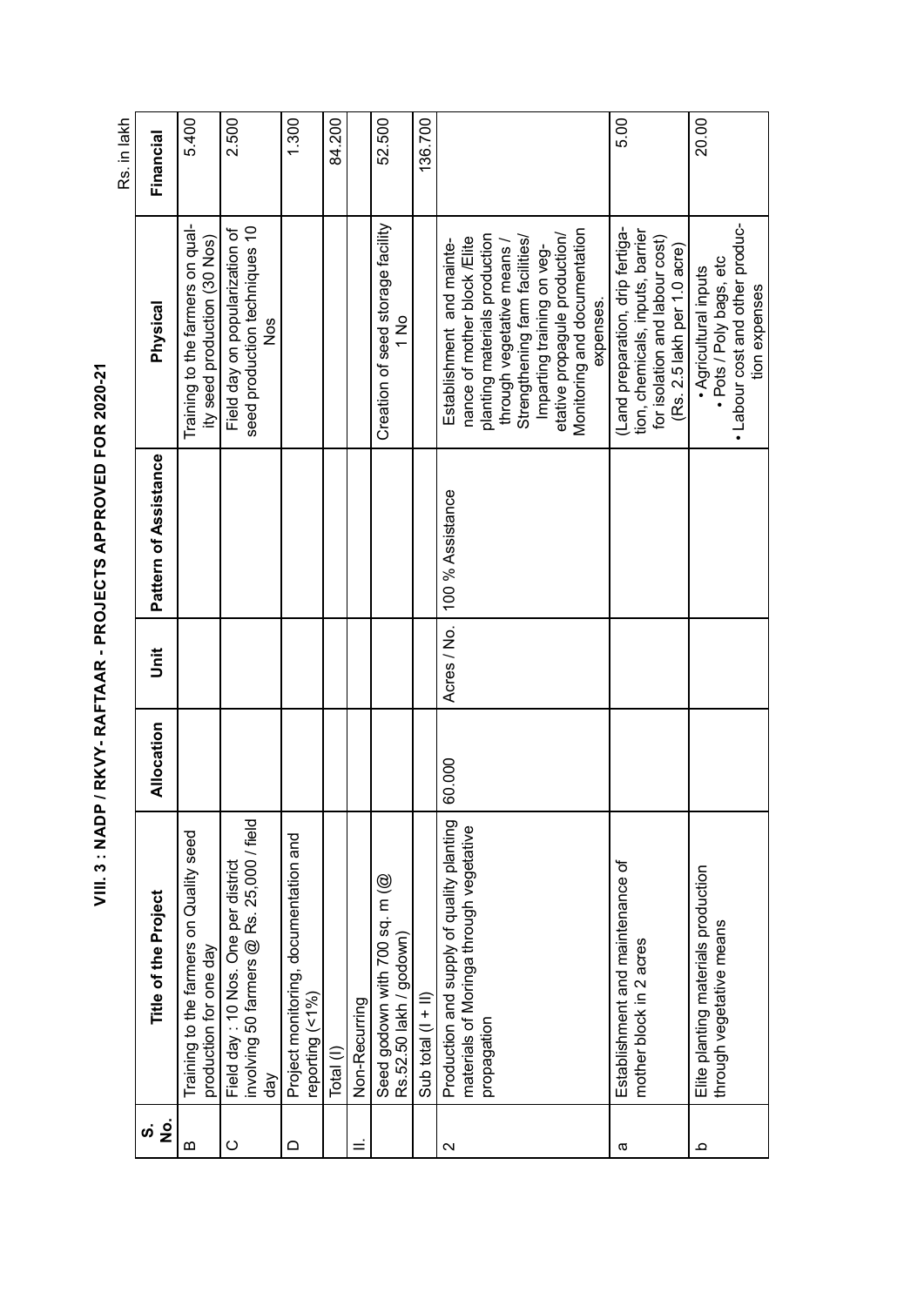# VIII. 3 : NADP / RKVY- RAFTAAR - PROJECTS APPROVED FOR 2020-21

Rs. in lakh

| S. No. | Title of the Project | Allocation | Unit | Pattern of Assistance | Physical | Financial |
|---|---|---|---|---|---|---|
| B | Training to the farmers on Quality seed production for one day | | | | Training to the farmers on quality seed production (30 Nos) | 5.400 |
| C | Field day : 10 Nos. One per district involving 50 farmers @ Rs. 25,000 / field day | | | | Field day on popularization of seed production techniques 10 Nos | 2.500 |
| D | Project monitoring, documentation and reporting (<1%) | | | | | 1.300 |
| | Total (I) | | | | | 84.200 |
| II. | Non-Recurring | | | | | |
| | Seed godown with 700 sq. m (@ Rs.52.50 lakh / godown) | | | | Creation of seed storage facility 1 No | 52.500 |
| | Sub total (I + II) | | | | | 136.700 |
| 2 | Production and supply of quality planting materials of Moringa through vegetative propagation | 60.000 | Acres / No. | 100 % Assistance | Establishment and maintenance of mother block /Elite planting materials production through vegetative means / Strengthening farm facilities/ Imparting training on vegetative propagule production/ Monitoring and documentation expenses. | |
| a | Establishment and maintenance of mother block in 2 acres | | | | (Land preparation, drip fertigation, chemicals, inputs, barrier for isolation and labour cost) (Rs. 2.5 lakh per 1.0 acre) | 5.00 |
| b | Elite planting materials production through vegetative means | | | | • Agricultural inputs<br>• Pots / Poly bags, etc<br>• Labour cost and other production expenses | 20.00 |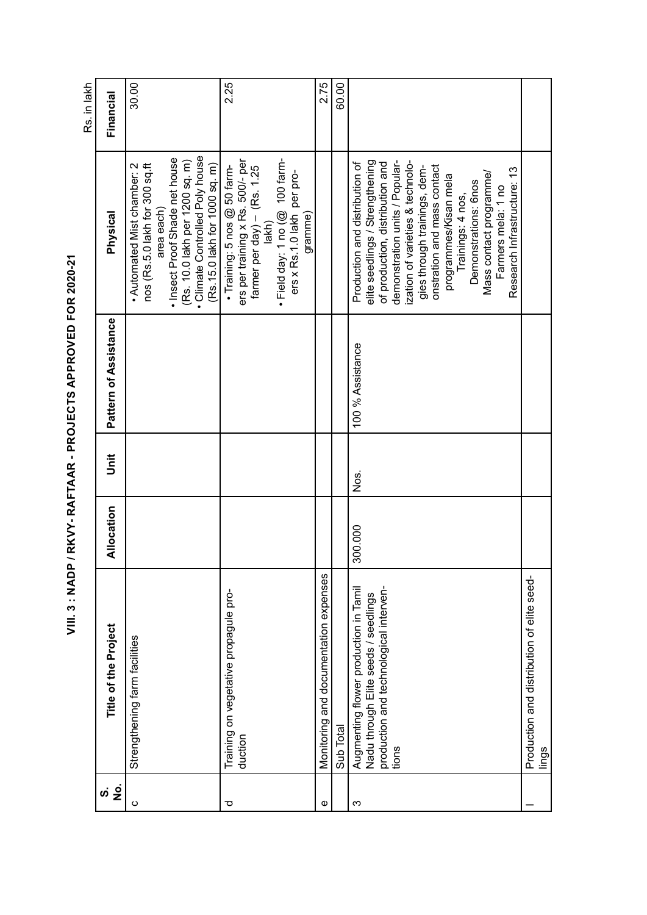# VIII. 3 : NADP / RKVY- RAFTAAR - PROJECTS APPROVED FOR 2020-21

Rs. in lakh

| S. No. | Title of the Project | Allocation | Unit | Pattern of Assistance | Physical | Financial |
|---|---|---|---|---|---|---|
| c | Strengthening farm facilities | | | | • Automated Mist chamber: 2 nos (Rs.5.0 lakh for 300 sq.ft area each) • Insect Proof Shade net house (Rs. 10.0 lakh per 1200 sq. m) • Climate Controlled Poly house (Rs.15.0 lakh for 1000 sq. m) | 30.00 |
| d | Training on vegetative propagule production | | | | • Training: 5 nos @ 50 farmers per training x Rs. 500/- per farmer per day) – (Rs. 1.25 lakh) • Field day: 1 no (@ 100 farmers x Rs.1.0 lakh per programme) | 2.25 |
| e | Monitoring and documentation expenses | | | | | 2.75 |
| | Sub Total | | | | | 60.00 |
| 3 | Augmenting flower production in Tamil Nadu through Elite seeds / seedlings production and technological interventions | 300.000 | Nos. | 100 % Assistance | Production and distribution of elite seedlings / Strengthening of production, distribution and demonstration units / Popularization of varieties & technologies through trainings, demonstration and mass contact programmes/Kisan mela Trainings: 4 nos, Demonstrations: 6nos Mass contact programme/ Farmers mela: 1 no Research Infrastructure: 13 | |
| I | Production and distribution of elite seedlings | | | | | |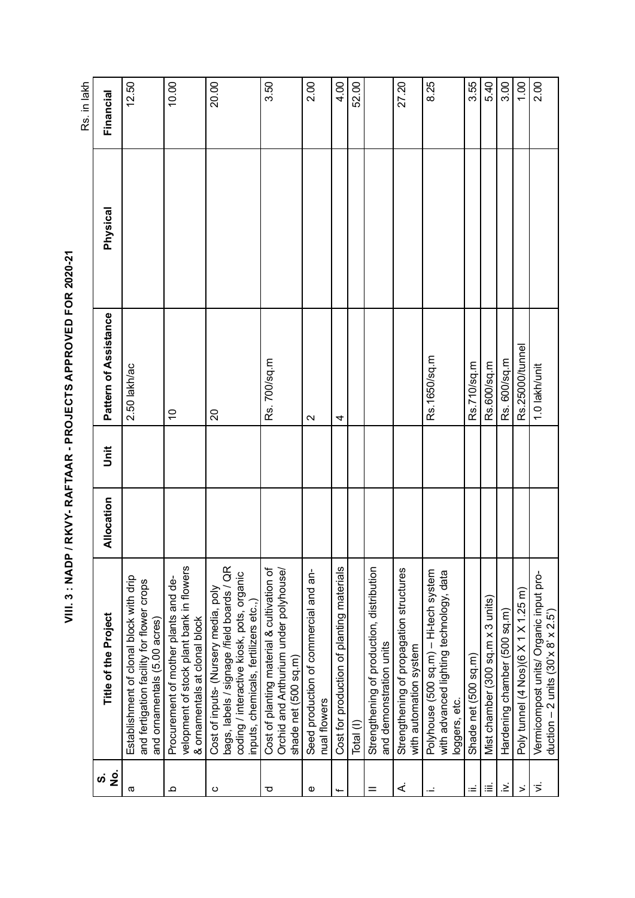## VIII. 3 : NADP / RKVY- RAFTAAR - PROJECTS APPROVED FOR 2020-21

Rs. in lakh

| S. No. | Title of the Project | Allocation | Unit | Pattern of Assistance | Physical | Financial |
|---|---|---|---|---|---|---|
| a | Establishment of clonal block with drip and fertigation facility for flower crops and ornamentals (5.00 acres) | | | 2.50 lakh/ac | | 12.50 |
| b | Procurement of mother plants and development of stock plant bank in flowers & ornamentals at clonal block | | | 10 | | 10.00 |
| c | Cost of inputs- (Nursery media, poly bags, labels / signage /field boards / QR coding / interactive kiosk, pots, organic inputs, chemicals, fertilizers etc.,) | | | 20 | | 20.00 |
| d | Cost of planting material & cultivation of Orchid and Anthurium under polyhouse/ shade net (500 sq.m) | | | Rs. 700/sq.m | | 3.50 |
| e | Seed production of commercial and annual flowers | | | 2 | | 2.00 |
| f | Cost for production of planting materials | | | 4 | | 4.00 |
| | Total (I) | | | | | 52.00 |
| II | Strengthening of production, distribution and demonstration units | | | | | |
| A. | Strengthening of propagation structures with automation system | | | | | 27.20 |
| i. | Polyhouse (500 sq.m) – Hi-tech system with advanced lighting technology, data loggers, etc. | | | Rs.1650/sq.m | | 8.25 |
| ii. | Shade net (500 sq.m) | | | Rs.710/sq.m | | 3.55 |
| iii. | Mist chamber (300 sq.m x 3 units) | | | Rs.600/sq.m | | 5.40 |
| iv. | Hardening chamber (500 sq.m) | | | Rs. 600/sq.m | | 3.00 |
| v. | Poly tunnel (4 Nos)(6 X 1 X 1.25 m) | | | Rs.25000/tunnel | | 1.00 |
| vi. | Vermicompost units/ Organic input production – 2 units (30'x 8' x 2.5') | | | 1.0 lakh/unit | | 2.00 |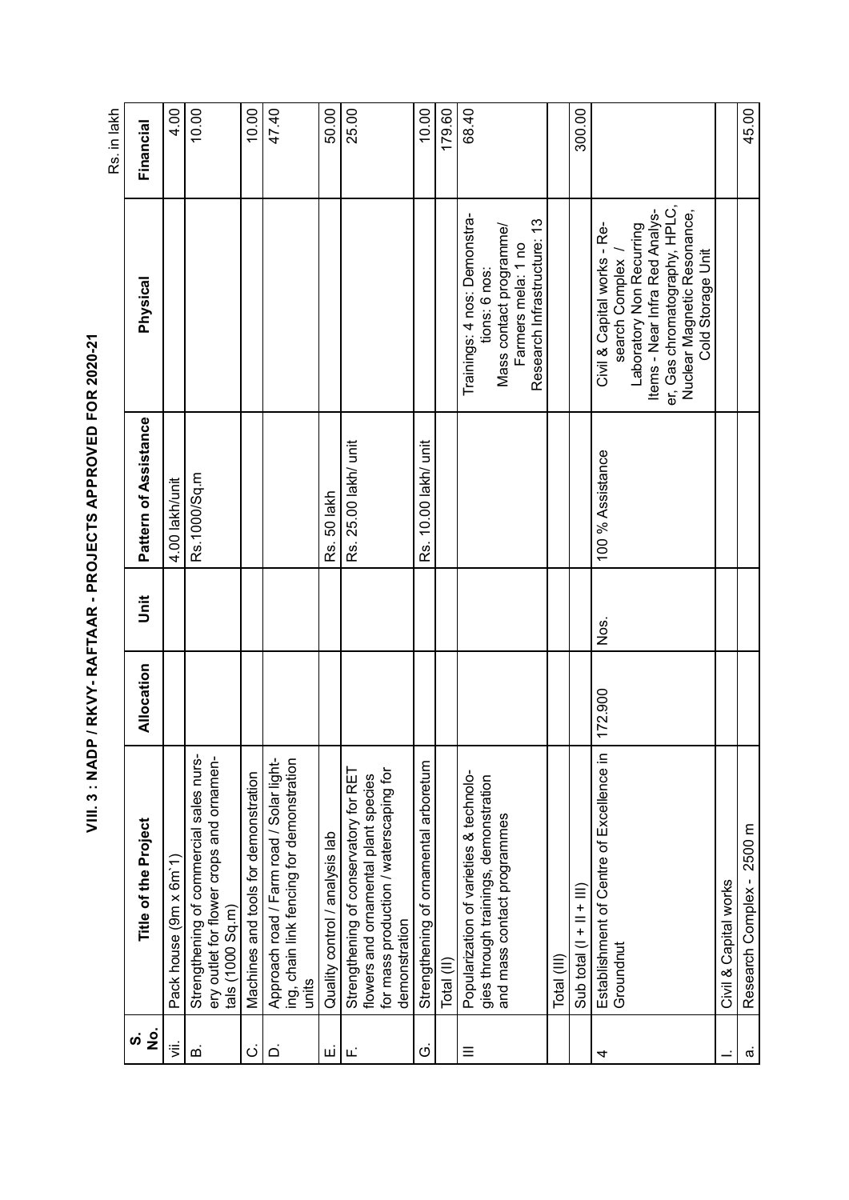# VIII. 3 : NADP / RKVY- RAFTAAR - PROJECTS APPROVED FOR 2020-21

Rs. in lakh

| S. No. | Title of the Project | Allocation | Unit | Pattern of Assistance | Physical | Financial |
|---|---|---|---|---|---|---|
| vii. | Pack house (9m x 6m`1) | | | 4.00 lakh/unit | | 4.00 |
| B. | Strengthening of commercial sales nursery outlet for flower crops and ornamentals (1000 Sq.m) | | | Rs.1000/Sq.m | | 10.00 |
| C. | Machines and tools for demonstration | | | | | 10.00 |
| D. | Approach road / Farm road / Solar lighting, chain link fencing for demonstration units | | | | | 47.40 |
| E. | Quality control / analysis lab | | | Rs. 50 lakh | | 50.00 |
| F. | Strengthening of conservatory for RET flowers and ornamental plant species for mass production / waterscaping for demonstration | | | Rs. 25.00 lakh/ unit | | 25.00 |
| G. | Strengthening of ornamental arboretum | | | Rs. 10.00 lakh/ unit | | 10.00 |
| | Total (II) | | | | | 179.60 |
| III | Popularization of varieties & technologies through trainings, demonstration and mass contact programmes | | | | Trainings: 4 nos: Demonstrations: 6 nos: Mass contact programme/ Farmers mela: 1 no Research Infrastructure: 13 | 68.40 |
| | Total (III) | | | | | |
| | Sub total (I + II + III) | | | | | 300.00 |
| 4 | Establishment of Centre of Excellence in Groundnut | 172.900 | Nos. | 100 % Assistance | Civil & Capital works - Research Complex / Laboratory Non Recurring Items - Near Infra Red Analyser, Gas chromatography, HPLC, Nuclear Magnetic Resonance, Cold Storage Unit | |
| I. | Civil & Capital works | | | | | |
| a. | Research Complex - 2500 m | | | | | 45.00 |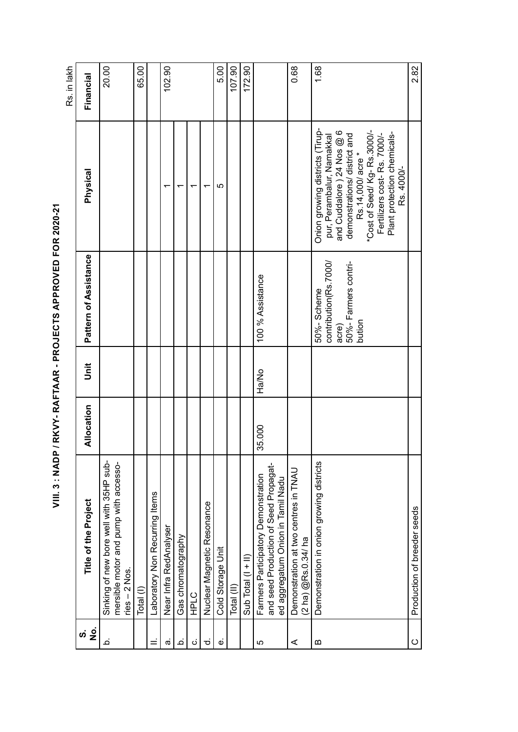# VIII. 3 : NADP / RKVY- RAFTAAR - PROJECTS APPROVED FOR 2020-21

Rs. in lakh

| S. No. | Title of the Project | Allocation | Unit | Pattern of Assistance | Physical | Financial |
|---|---|---|---|---|---|---|
| b. | Sinking of new bore well with 35HP submersible motor and pump with accessories – 2 Nos. | | | | | 20.00 |
| | Total (I) | | | | | 65.00 |
| II. | Laboratory Non Recurring Items | | | | | |
| a. | Near Infra RedAnalyser | | | | 1 | 102.90 |
| b. | Gas chromatography | | | | 1 | |
| c. | HPLC | | | | 1 | |
| d. | Nuclear Magnetic Resonance | | | | 1 | |
| e. | Cold Storage Unit | | | | 5 | 5.00 |
| | Total (II) | | | | | 107.90 |
| | Sub Total (I + II) | | | | | 172.90 |
| 5 | Farmers Participatory Demonstration and seed Production of Seed Propagated aggregatum Onion in Tamil Nadu | 35.000 | Ha/No | 100 % Assistance | | |
| A | Demonstration at two centres in TNAU (2 ha) @Rs.0.34/ ha | | | | | 0.68 |
| B | Demonstration in onion growing districts | | | 50%- Scheme contribution(Rs.7000/ acre) 50%- Farmers contribution | Onion growing districts (Tiruppur, Perambalur, Namakkal and Cuddalore ) 24 Nos @ 6 demonstrations/ district and Rs.14,000/ acre * *Cost of Seed/ Kg- Rs.3000/- Fertilizers cost- Rs. 7000/- Plant protection chemicals- Rs. 4000/- | 1.68 |
| C | Production of breeder seeds | | | | | 2.82 |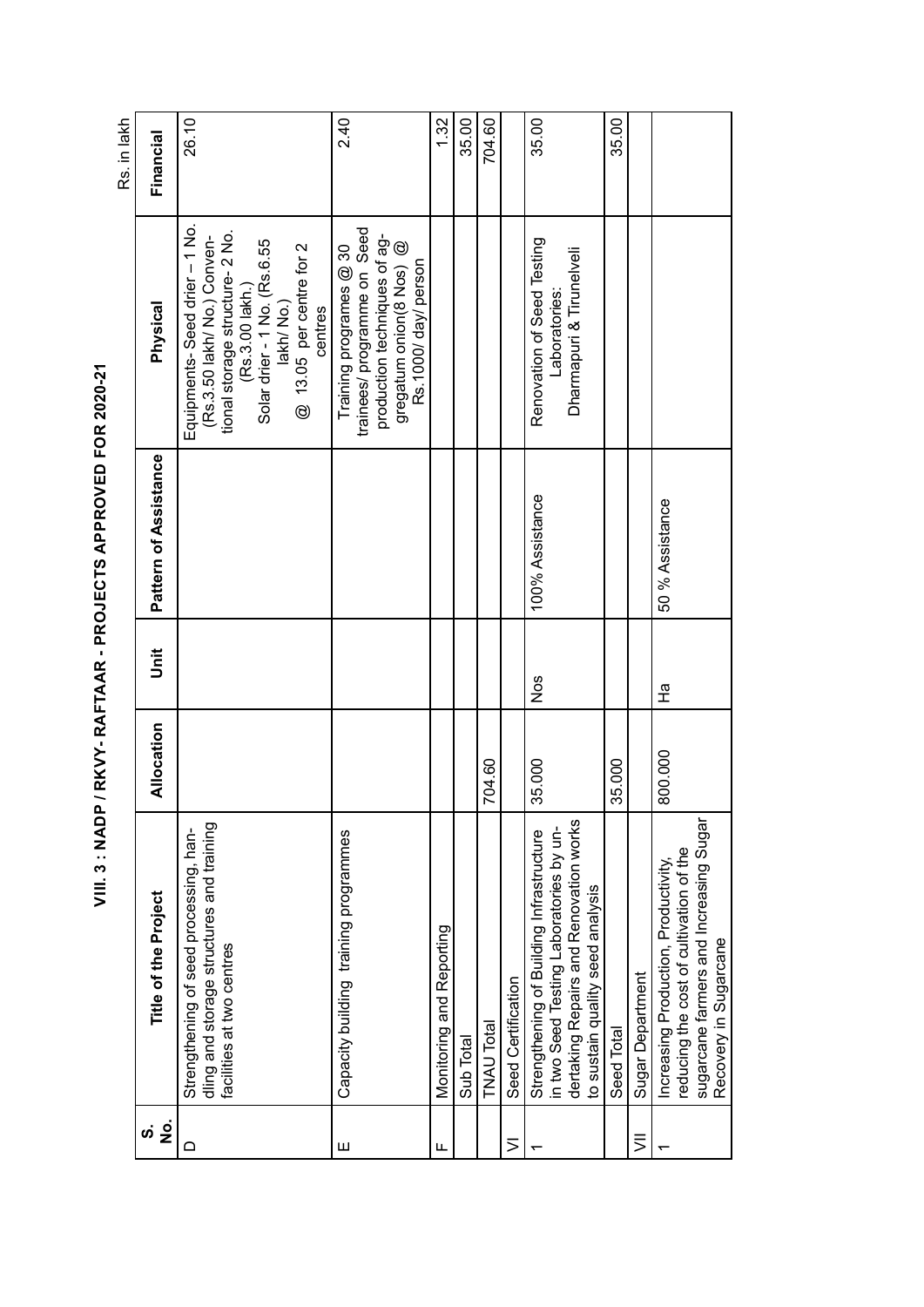# VIII. 3 : NADP / RKVY- RAFTAAR - PROJECTS APPROVED FOR 2020-21

Rs. in lakh

| S. No. | Title of the Project | Allocation | Unit | Pattern of Assistance | Physical | Financial |
|---|---|---|---|---|---|---|
| D | Strengthening of seed processing, handling and storage structures and training facilities at two centres | | | | Equipments- Seed drier – 1 No. (Rs.3.50 lakh/ No.) Conventional storage structure- 2 No. (Rs.3.00 lakh.) Solar drier - 1 No. (Rs.6.55 lakh/ No.) @ 13.05 per centre for 2 centres | 26.10 |
| E | Capacity building training programmes | | | | Training programes @ 30 trainees/ programme on Seed production techniques of aggregatum onion(8 Nos) @ Rs.1000/ day/ person | 2.40 |
| F | Monitoring and Reporting | | | | | 1.32 |
| | Sub Total | | | | | 35.00 |
| | TNAU Total | 704.60 | | | | 704.60 |
| VI | Seed Certification | | | | | |
| 1 | Strengthening of Building Infrastructure in two Seed Testing Laboratories by undertaking Repairs and Renovation works to sustain quality seed analysis | 35.000 | Nos | 100% Assistance | Renovation of Seed Testing Laboratories: Dharmapuri & Tirunelveli | 35.00 |
| | Seed Total | 35.000 | | | | 35.00 |
| VII | Sugar Department | | | | | |
| 1 | Increasing Production, Productivity, reducing the cost of cultivation of the sugarcane farmers and Increasing Sugar Recovery in Sugarcane | 800.000 | Ha | 50 % Assistance | | |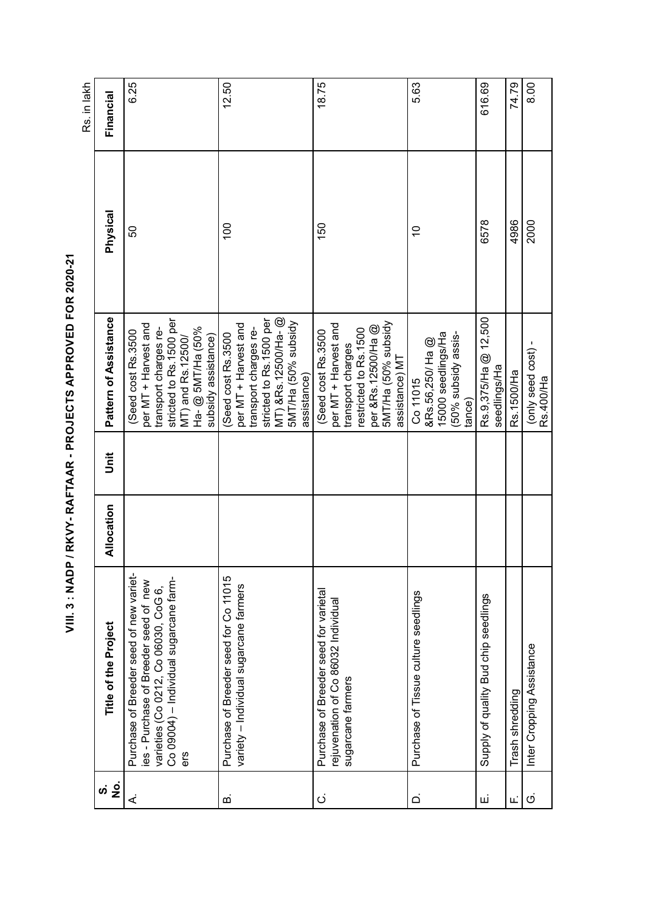# VIII. 3 : NADP / RKVY- RAFTAAR - PROJECTS APPROVED FOR 2020-21

Rs. in lakh

| S. No. | Title of the Project | Allocation | Unit | Pattern of Assistance | Physical | Financial |
|---|---|---|---|---|---|---|
| A. | Purchase of Breeder seed of new varieties - Purchase of Breeder seed of new varieties (Co 0212, Co 06030, CoG 6, Co 09004) – Individual sugarcane farmers | | | (Seed cost Rs.3500 per MT + Harvest and transport charges restricted to Rs.1500 per MT) and Rs.12500/ Ha- @ 5MT/Ha (50% subsidy assistance) | 50 | 6.25 |
| B. | Purchase of Breeder seed for Co 11015 variety – Individual sugarcane farmers | | | (Seed cost Rs.3500 per MT + Harvest and transport charges restricted to Rs.1500 per MT) &Rs.12500/Ha- @ 5MT/Ha (50% subsidy assistance) | 100 | 12.50 |
| C. | Purchase of Breeder seed for varietal rejuvenation of Co 86032 Individual sugarcane farmers | | | (Seed cost Rs.3500 per MT + Harvest and transport charges restricted to Rs.1500 per &Rs.12500/Ha @ 5MT/Ha (50% subsidy assistance) MT | 150 | 18.75 |
| D. | Purchase of Tissue culture seedlings | | | Co 11015 &Rs.56,250/ Ha @ 15000 seedlings/Ha (50% subsidy assistance) | 10 | 5.63 |
| E. | Supply of quality Bud chip seedlings | | | Rs.9,375/Ha @ 12,500 seedlings/Ha | 6578 | 616.69 |
| F. | Trash shredding | | | Rs.1500/Ha | 4986 | 74.79 |
| G. | Inter Cropping Assistance | | | (only seed cost) - Rs.400/Ha | 2000 | 8.00 |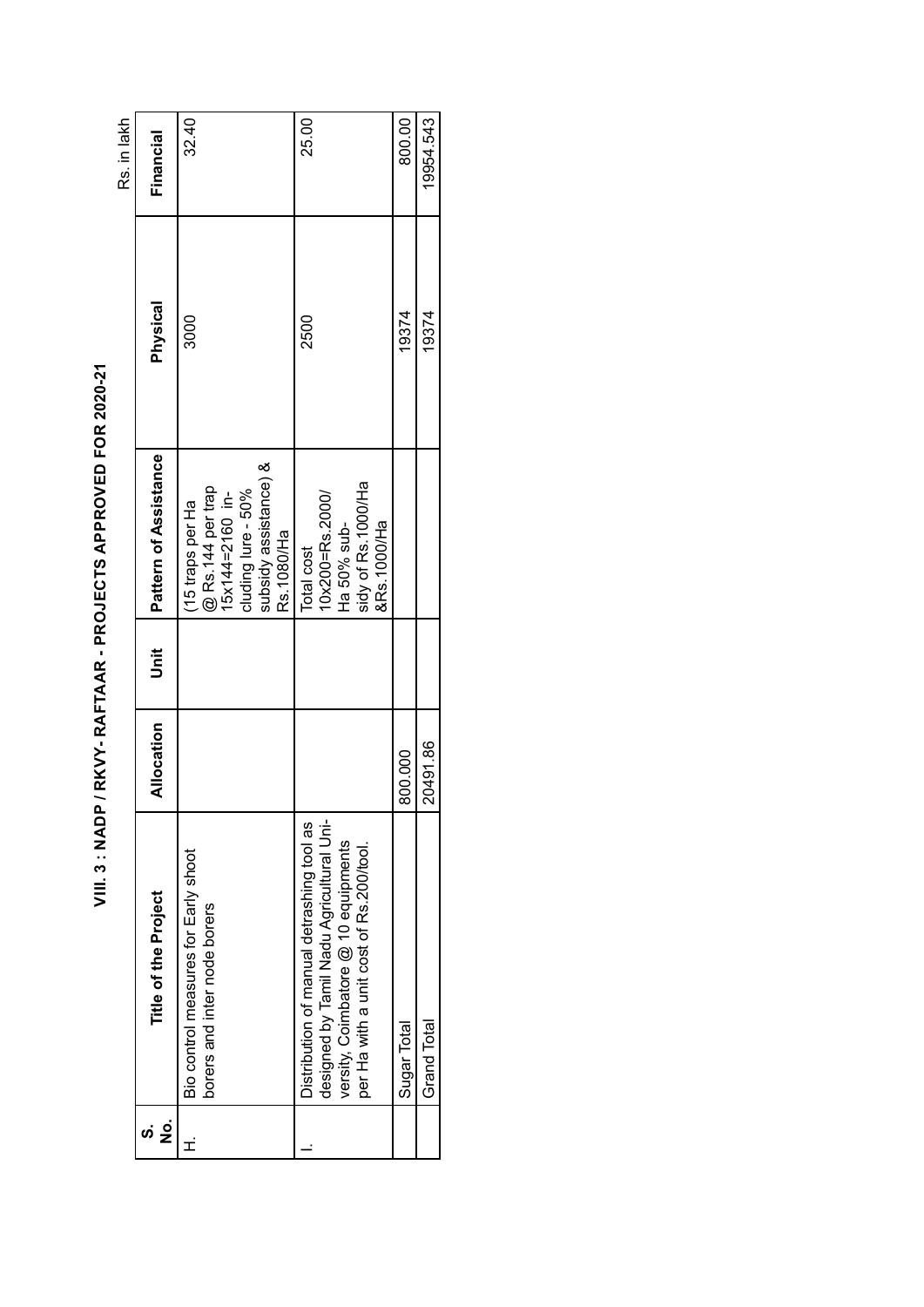# VIII. 3 : NADP / RKVY- RAFTAAR - PROJECTS APPROVED FOR 2020-21

Rs. in lakh

| S. No. | Title of the Project | Allocation | Unit | Pattern of Assistance | Physical | Financial |
|---|---|---|---|---|---|---|
| H. | Bio control measures for Early shoot borers and inter node borers | | | (15 traps per Ha @ Rs.144 per trap 15x144=2160 including lure - 50% subsidy assistance) & Rs.1080/Ha | 3000 | 32.40 |
| I. | Distribution of manual detrashing tool as designed by Tamil Nadu Agricultural University, Coimbatore @ 10 equipments per Ha with a unit cost of Rs.200/tool. | | | Total cost 10x200=Rs.2000/ Ha 50% subsidy of Rs.1000/Ha &Rs.1000/Ha | 2500 | 25.00 |
| | Sugar Total | 800.000 | | | 19374 | 800.00 |
| | Grand Total | 20491.86 | | | 19374 | 19954.543 |